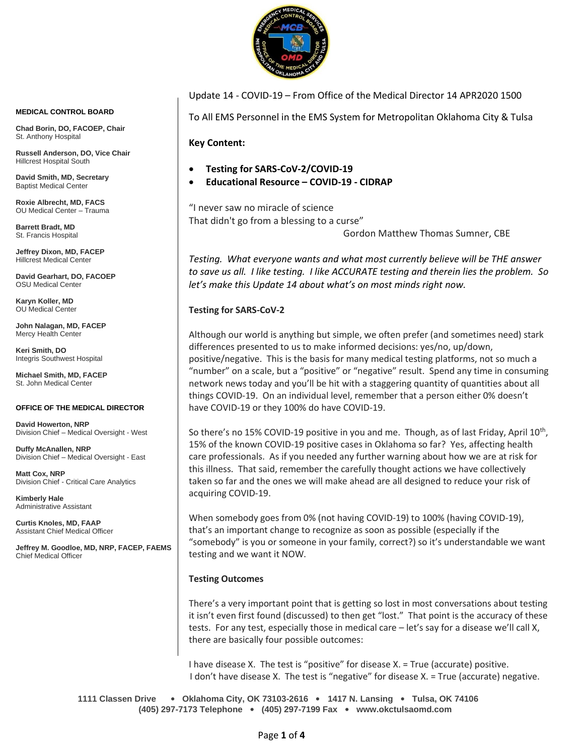**MEDICAL CONTROL BOARD**

**Chad Borin, DO, FACOEP, Chair**
St. Anthony Hospital

**Russell Anderson, DO, Vice Chair**
Hillcrest Hospital South

**David Smith, MD, Secretary**
Baptist Medical Center

**Roxie Albrecht, MD, FACS**
OU Medical Center – Trauma

**Barrett Bradt, MD**
St. Francis Hospital

**Jeffrey Dixon, MD, FACEP**
Hillcrest Medical Center

**David Gearhart, DO, FACOEP**
OSU Medical Center

**Karyn Koller, MD**
OU Medical Center

**John Nalagan, MD, FACEP**
Mercy Health Center

**Keri Smith, DO**
Integris Southwest Hospital

**Michael Smith, MD, FACEP**
St. John Medical Center

**OFFICE OF THE MEDICAL DIRECTOR**

**David Howerton, NRP**
Division Chief – Medical Oversight - West

**Duffy McAnallen, NRP**
Division Chief – Medical Oversight - East

**Matt Cox, NRP**
Division Chief - Critical Care Analytics

**Kimberly Hale**
Administrative Assistant

**Curtis Knoles, MD, FAAP**
Assistant Chief Medical Officer

**Jeffrey M. Goodloe, MD, NRP, FACEP, FAEMS**
Chief Medical Officer

Update 14 - COVID-19 – From Office of the Medical Director 14 APR2020 1500

To All EMS Personnel in the EMS System for Metropolitan Oklahoma City & Tulsa

**Key Content:**

- **Testing for SARS-CoV-2/COVID-19**
- **Educational Resource – COVID-19 - CIDRAP**

"I never saw no miracle of science
That didn't go from a blessing to a curse"

Gordon Matthew Thomas Sumner, CBE

*Testing. What everyone wants and what most currently believe will be THE answer to save us all. I like testing. I like ACCURATE testing and therein lies the problem. So let's make this Update 14 about what's on most minds right now.*

**Testing for SARS-CoV-2**

Although our world is anything but simple, we often prefer (and sometimes need) stark differences presented to us to make informed decisions: yes/no, up/down, positive/negative. This is the basis for many medical testing platforms, not so much a "number" on a scale, but a "positive" or "negative" result. Spend any time in consuming network news today and you'll be hit with a staggering quantity of quantities about all things COVID-19. On an individual level, remember that a person either 0% doesn't have COVID-19 or they 100% do have COVID-19.

So there's no 15% COVID-19 positive in you and me. Though, as of last Friday, April 10th, 15% of the known COVID-19 positive cases in Oklahoma so far? Yes, affecting health care professionals. As if you needed any further warning about how we are at risk for this illness. That said, remember the carefully thought actions we have collectively taken so far and the ones we will make ahead are all designed to reduce your risk of acquiring COVID-19.

When somebody goes from 0% (not having COVID-19) to 100% (having COVID-19), that's an important change to recognize as soon as possible (especially if the "somebody" is you or someone in your family, correct?) so it's understandable we want testing and we want it NOW.

**Testing Outcomes**

There's a very important point that is getting so lost in most conversations about testing it isn't even first found (discussed) to then get "lost." That point is the accuracy of these tests. For any test, especially those in medical care – let's say for a disease we'll call X, there are basically four possible outcomes:

I have disease X. The test is "positive" for disease X. = True (accurate) positive.
I don't have disease X. The test is "negative" for disease X. = True (accurate) negative.

1111 Classen Drive • Oklahoma City, OK 73103-2616 • 1417 N. Lansing • Tulsa, OK 74106
(405) 297-7173 Telephone • (405) 297-7199 Fax • www.okctulsaomd.com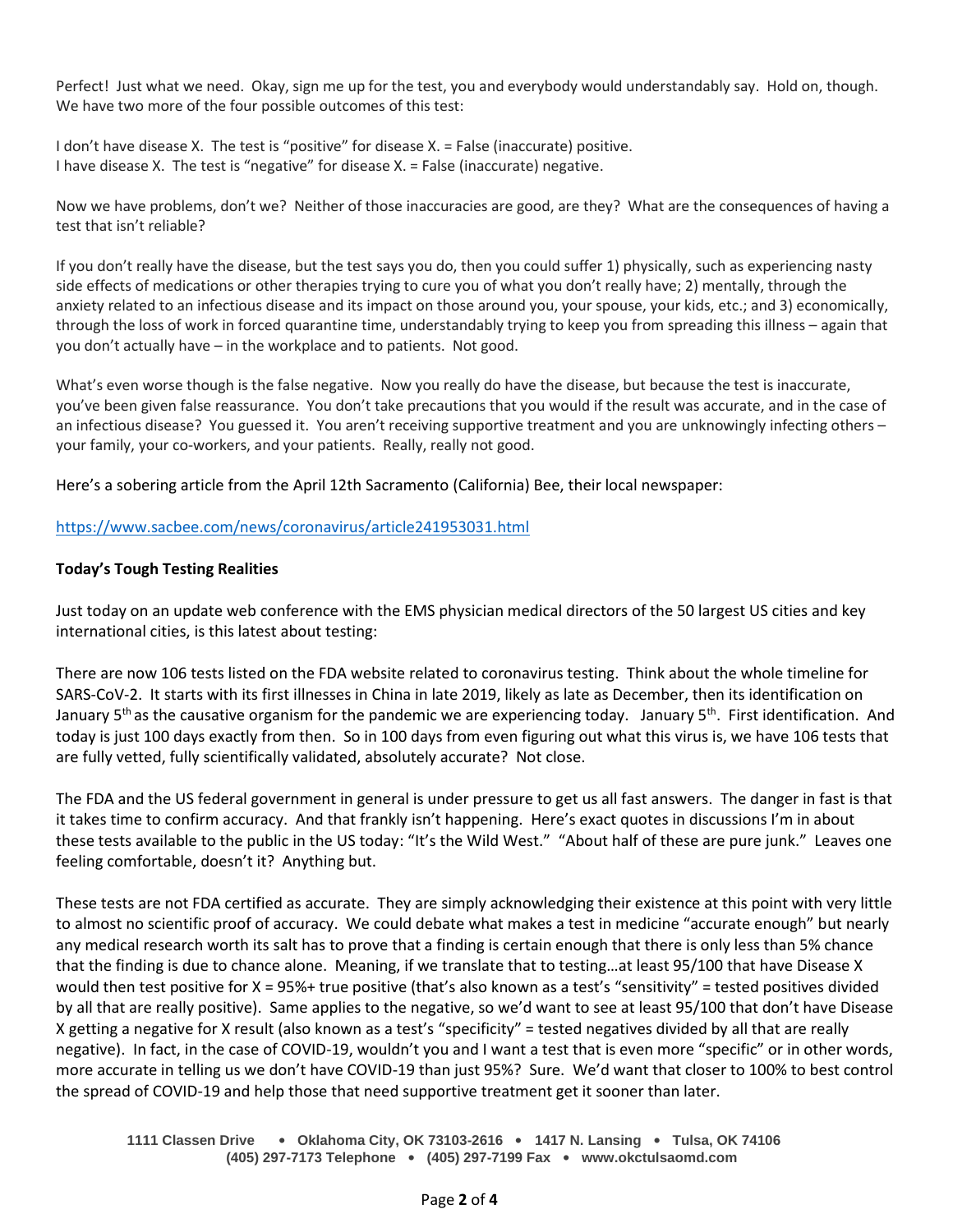Perfect! Just what we need. Okay, sign me up for the test, you and everybody would understandably say. Hold on, though. We have two more of the four possible outcomes of this test:

I don't have disease X. The test is "positive" for disease X. = False (inaccurate) positive.
I have disease X. The test is "negative" for disease X. = False (inaccurate) negative.

Now we have problems, don't we? Neither of those inaccuracies are good, are they? What are the consequences of having a test that isn't reliable?

If you don't really have the disease, but the test says you do, then you could suffer 1) physically, such as experiencing nasty side effects of medications or other therapies trying to cure you of what you don't really have; 2) mentally, through the anxiety related to an infectious disease and its impact on those around you, your spouse, your kids, etc.; and 3) economically, through the loss of work in forced quarantine time, understandably trying to keep you from spreading this illness – again that you don't actually have – in the workplace and to patients. Not good.

What's even worse though is the false negative. Now you really do have the disease, but because the test is inaccurate, you've been given false reassurance. You don't take precautions that you would if the result was accurate, and in the case of an infectious disease? You guessed it. You aren't receiving supportive treatment and you are unknowingly infecting others – your family, your co-workers, and your patients. Really, really not good.

Here's a sobering article from the April 12th Sacramento (California) Bee, their local newspaper:

https://www.sacbee.com/news/coronavirus/article241953031.html

**Today's Tough Testing Realities**

Just today on an update web conference with the EMS physician medical directors of the 50 largest US cities and key international cities, is this latest about testing:

There are now 106 tests listed on the FDA website related to coronavirus testing. Think about the whole timeline for SARS-CoV-2. It starts with its first illnesses in China in late 2019, likely as late as December, then its identification on January 5th as the causative organism for the pandemic we are experiencing today. January 5th. First identification. And today is just 100 days exactly from then. So in 100 days from even figuring out what this virus is, we have 106 tests that are fully vetted, fully scientifically validated, absolutely accurate? Not close.

The FDA and the US federal government in general is under pressure to get us all fast answers. The danger in fast is that it takes time to confirm accuracy. And that frankly isn't happening. Here's exact quotes in discussions I'm in about these tests available to the public in the US today: "It's the Wild West." "About half of these are pure junk." Leaves one feeling comfortable, doesn't it? Anything but.

These tests are not FDA certified as accurate. They are simply acknowledging their existence at this point with very little to almost no scientific proof of accuracy. We could debate what makes a test in medicine "accurate enough" but nearly any medical research worth its salt has to prove that a finding is certain enough that there is only less than 5% chance that the finding is due to chance alone. Meaning, if we translate that to testing…at least 95/100 that have Disease X would then test positive for X = 95%+ true positive (that's also known as a test's "sensitivity" = tested positives divided by all that are really positive). Same applies to the negative, so we'd want to see at least 95/100 that don't have Disease X getting a negative for X result (also known as a test's "specificity" = tested negatives divided by all that are really negative). In fact, in the case of COVID-19, wouldn't you and I want a test that is even more "specific" or in other words, more accurate in telling us we don't have COVID-19 than just 95%? Sure. We'd want that closer to 100% to best control the spread of COVID-19 and help those that need supportive treatment get it sooner than later.

1111 Classen Drive • Oklahoma City, OK 73103-2616 • 1417 N. Lansing • Tulsa, OK 74106
(405) 297-7173 Telephone • (405) 297-7199 Fax • www.okctulsaomd.com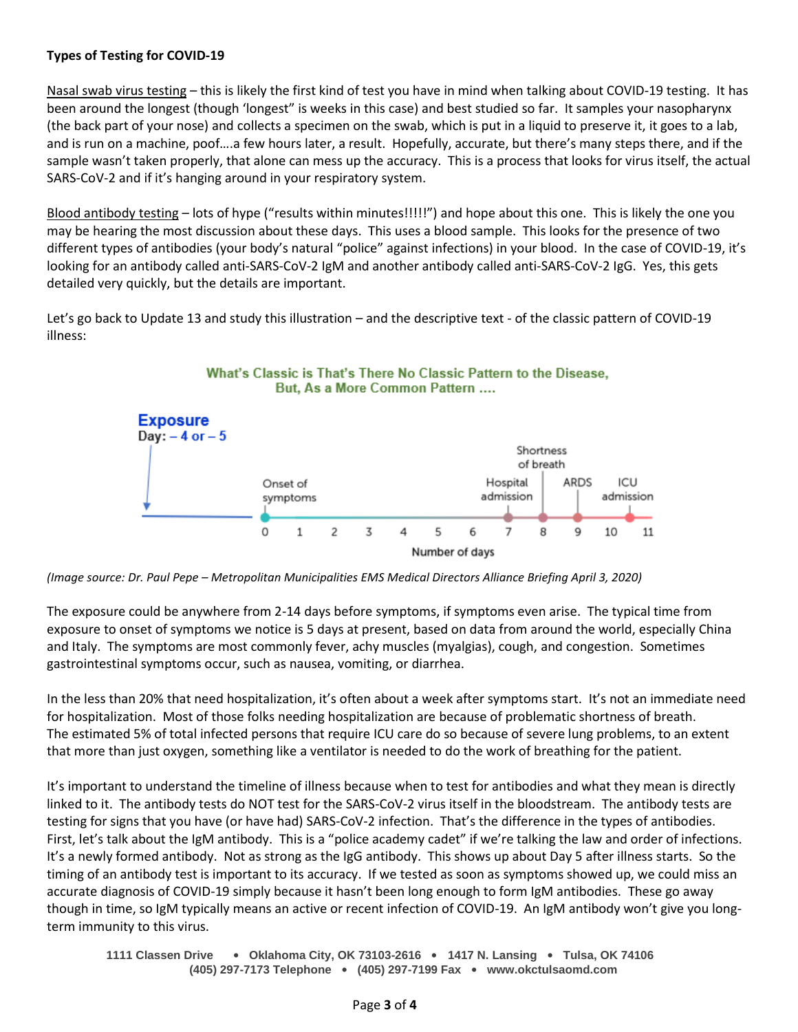**Types of Testing for COVID-19**

Nasal swab virus testing – this is likely the first kind of test you have in mind when talking about COVID-19 testing. It has been around the longest (though 'longest" is weeks in this case) and best studied so far. It samples your nasopharynx (the back part of your nose) and collects a specimen on the swab, which is put in a liquid to preserve it, it goes to a lab, and is run on a machine, poof….a few hours later, a result. Hopefully, accurate, but there's many steps there, and if the sample wasn't taken properly, that alone can mess up the accuracy. This is a process that looks for virus itself, the actual SARS-CoV-2 and if it's hanging around in your respiratory system.

Blood antibody testing – lots of hype ("results within minutes!!!!!") and hope about this one. This is likely the one you may be hearing the most discussion about these days. This uses a blood sample. This looks for the presence of two different types of antibodies (your body's natural "police" against infections) in your blood. In the case of COVID-19, it's looking for an antibody called anti-SARS-CoV-2 IgM and another antibody called anti-SARS-CoV-2 IgG. Yes, this gets detailed very quickly, but the details are important.

Let's go back to Update 13 and study this illustration – and the descriptive text - of the classic pattern of COVID-19 illness:

*(Image source: Dr. Paul Pepe – Metropolitan Municipalities EMS Medical Directors Alliance Briefing April 3, 2020)*

The exposure could be anywhere from 2-14 days before symptoms, if symptoms even arise. The typical time from exposure to onset of symptoms we notice is 5 days at present, based on data from around the world, especially China and Italy. The symptoms are most commonly fever, achy muscles (myalgias), cough, and congestion. Sometimes gastrointestinal symptoms occur, such as nausea, vomiting, or diarrhea.

In the less than 20% that need hospitalization, it's often about a week after symptoms start. It's not an immediate need for hospitalization. Most of those folks needing hospitalization are because of problematic shortness of breath. The estimated 5% of total infected persons that require ICU care do so because of severe lung problems, to an extent that more than just oxygen, something like a ventilator is needed to do the work of breathing for the patient.

It's important to understand the timeline of illness because when to test for antibodies and what they mean is directly linked to it. The antibody tests do NOT test for the SARS-CoV-2 virus itself in the bloodstream. The antibody tests are testing for signs that you have (or have had) SARS-CoV-2 infection. That's the difference in the types of antibodies. First, let's talk about the IgM antibody. This is a "police academy cadet" if we're talking the law and order of infections. It's a newly formed antibody. Not as strong as the IgG antibody. This shows up about Day 5 after illness starts. So the timing of an antibody test is important to its accuracy. If we tested as soon as symptoms showed up, we could miss an accurate diagnosis of COVID-19 simply because it hasn't been long enough to form IgM antibodies. These go away though in time, so IgM typically means an active or recent infection of COVID-19. An IgM antibody won't give you long-term immunity to this virus.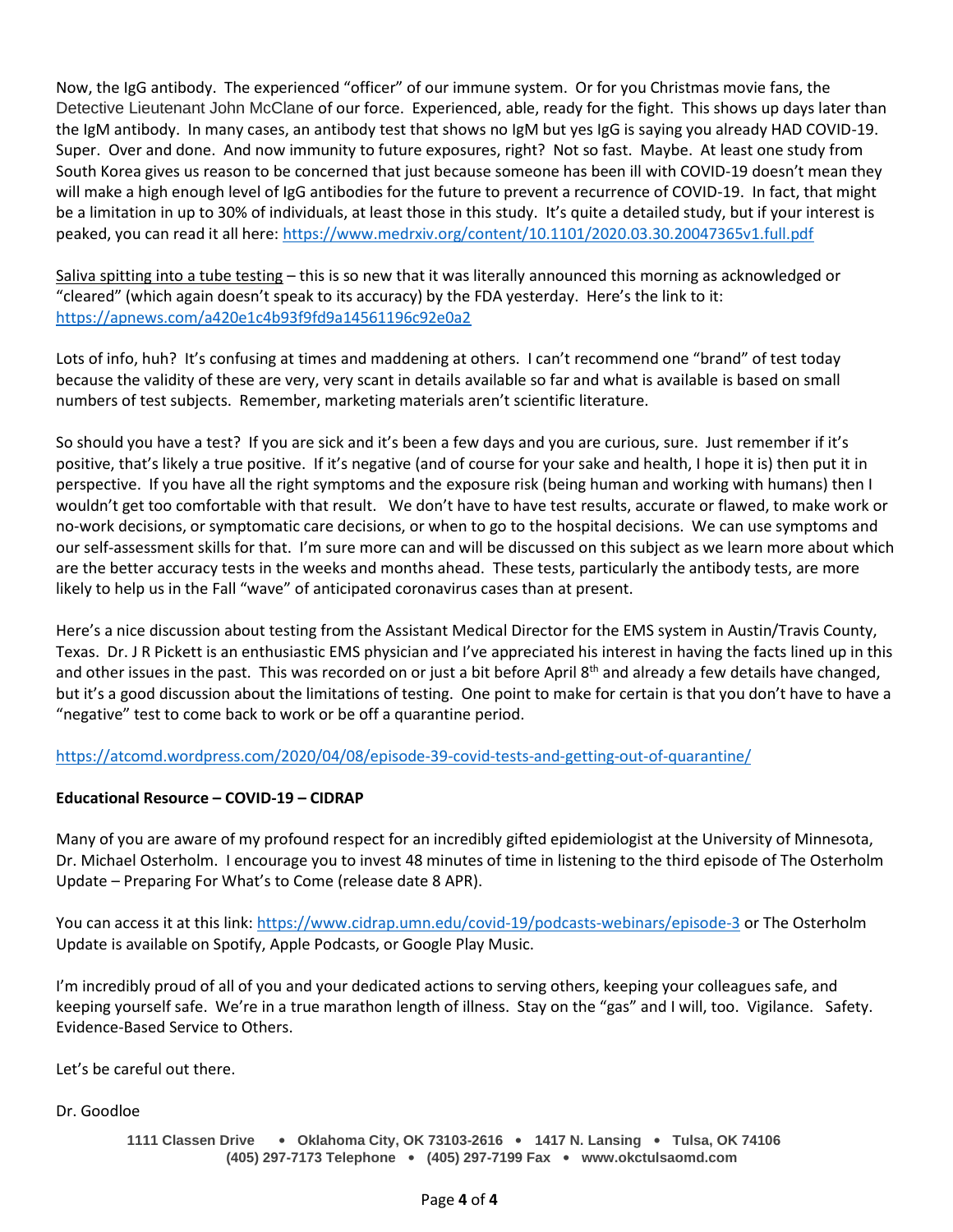Now, the IgG antibody. The experienced "officer" of our immune system. Or for you Christmas movie fans, the Detective Lieutenant John McClane of our force. Experienced, able, ready for the fight. This shows up days later than the IgM antibody. In many cases, an antibody test that shows no IgM but yes IgG is saying you already HAD COVID-19. Super. Over and done. And now immunity to future exposures, right? Not so fast. Maybe. At least one study from South Korea gives us reason to be concerned that just because someone has been ill with COVID-19 doesn't mean they will make a high enough level of IgG antibodies for the future to prevent a recurrence of COVID-19. In fact, that might be a limitation in up to 30% of individuals, at least those in this study. It's quite a detailed study, but if your interest is peaked, you can read it all here: https://www.medrxiv.org/content/10.1101/2020.03.30.20047365v1.full.pdf

Saliva spitting into a tube testing – this is so new that it was literally announced this morning as acknowledged or "cleared" (which again doesn't speak to its accuracy) by the FDA yesterday. Here's the link to it: https://apnews.com/a420e1c4b93f9fd9a14561196c92e0a2

Lots of info, huh? It's confusing at times and maddening at others. I can't recommend one "brand" of test today because the validity of these are very, very scant in details available so far and what is available is based on small numbers of test subjects. Remember, marketing materials aren't scientific literature.

So should you have a test? If you are sick and it's been a few days and you are curious, sure. Just remember if it's positive, that's likely a true positive. If it's negative (and of course for your sake and health, I hope it is) then put it in perspective. If you have all the right symptoms and the exposure risk (being human and working with humans) then I wouldn't get too comfortable with that result. We don't have to have test results, accurate or flawed, to make work or no-work decisions, or symptomatic care decisions, or when to go to the hospital decisions. We can use symptoms and our self-assessment skills for that. I'm sure more can and will be discussed on this subject as we learn more about which are the better accuracy tests in the weeks and months ahead. These tests, particularly the antibody tests, are more likely to help us in the Fall "wave" of anticipated coronavirus cases than at present.

Here's a nice discussion about testing from the Assistant Medical Director for the EMS system in Austin/Travis County, Texas. Dr. J R Pickett is an enthusiastic EMS physician and I've appreciated his interest in having the facts lined up in this and other issues in the past. This was recorded on or just a bit before April 8th and already a few details have changed, but it's a good discussion about the limitations of testing. One point to make for certain is that you don't have to have a "negative" test to come back to work or be off a quarantine period.

https://atcomd.wordpress.com/2020/04/08/episode-39-covid-tests-and-getting-out-of-quarantine/

**Educational Resource – COVID-19 – CIDRAP**

Many of you are aware of my profound respect for an incredibly gifted epidemiologist at the University of Minnesota, Dr. Michael Osterholm. I encourage you to invest 48 minutes of time in listening to the third episode of The Osterholm Update – Preparing For What's to Come (release date 8 APR).

You can access it at this link: https://www.cidrap.umn.edu/covid-19/podcasts-webinars/episode-3 or The Osterholm Update is available on Spotify, Apple Podcasts, or Google Play Music.

I'm incredibly proud of all of you and your dedicated actions to serving others, keeping your colleagues safe, and keeping yourself safe. We're in a true marathon length of illness. Stay on the "gas" and I will, too. Vigilance. Safety. Evidence-Based Service to Others.

Let's be careful out there.

Dr. Goodloe

**1111 Classen Drive • Oklahoma City, OK 73103-2616 • 1417 N. Lansing • Tulsa, OK 74106**
**(405) 297-7173 Telephone • (405) 297-7199 Fax • www.okctulsaomd.com**